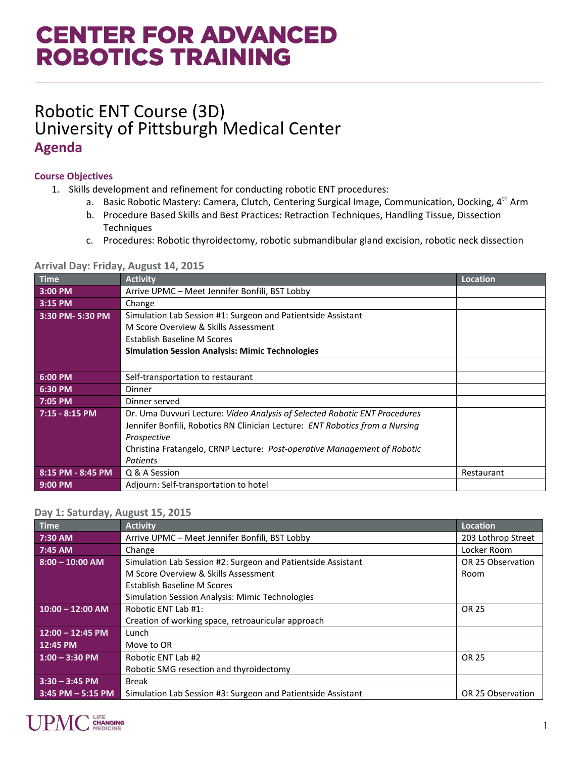# CENTER FOR ADVANCED ROBOTICS TRAINING

# Robotic ENT Course (3D)
# University of Pittsburgh Medical Center
## Agenda

### Course Objectives

1. Skills development and refinement for conducting robotic ENT procedures:
   a. Basic Robotic Mastery: Camera, Clutch, Centering Surgical Image, Communication, Docking, 4th Arm
   b. Procedure Based Skills and Best Practices: Retraction Techniques, Handling Tissue, Dissection Techniques
   c. Procedures: Robotic thyroidectomy, robotic submandibular gland excision, robotic neck dissection

### Arrival Day: Friday, August 14, 2015

| Time | Activity | Location |
|---|---|---|
| 3:00 PM | Arrive UPMC – Meet Jennifer Bonfili, BST Lobby | |
| 3:15 PM | Change | |
| 3:30 PM- 5:30 PM | Simulation Lab Session #1: Surgeon and Patientside Assistant<br>M Score Overview & Skills Assessment<br>Establish Baseline M Scores<br>**Simulation Session Analysis: Mimic Technologies** | |
| | | |
| 6:00 PM | Self-transportation to restaurant | |
| 6:30 PM | Dinner | |
| 7:05 PM | Dinner served | |
| 7:15 - 8:15 PM | Dr. Uma Duvvuri Lecture: *Video Analysis of Selected Robotic ENT Procedures*<br>Jennifer Bonfili, Robotics RN Clinician Lecture: *ENT Robotics from a Nursing Prospective*<br>Christina Fratangelo, CRNP Lecture: *Post-operative Management of Robotic Patients* | |
| 8:15 PM - 8:45 PM | Q & A Session | Restaurant |
| 9:00 PM | Adjourn: Self-transportation to hotel | |

### Day 1: Saturday, August 15, 2015

| Time | Activity | Location |
|---|---|---|
| 7:30 AM | Arrive UPMC – Meet Jennifer Bonfili, BST Lobby | 203 Lothrop Street |
| 7:45 AM | Change | Locker Room |
| 8:00 – 10:00 AM | Simulation Lab Session #2: Surgeon and Patientside Assistant<br>M Score Overview & Skills Assessment<br>Establish Baseline M Scores<br>Simulation Session Analysis: Mimic Technologies | OR 25 Observation Room |
| 10:00 – 12:00 AM | Robotic ENT Lab #1:<br>Creation of working space, retroauricular approach | OR 25 |
| 12:00 – 12:45 PM | Lunch | |
| 12:45 PM | Move to OR | |
| 1:00 – 3:30 PM | Robotic ENT Lab #2<br>Robotic SMG resection and thyroidectomy | OR 25 |
| 3:30 – 3:45 PM | Break | |
| 3:45 PM – 5:15 PM | Simulation Lab Session #3: Surgeon and Patientside Assistant | OR 25 Observation |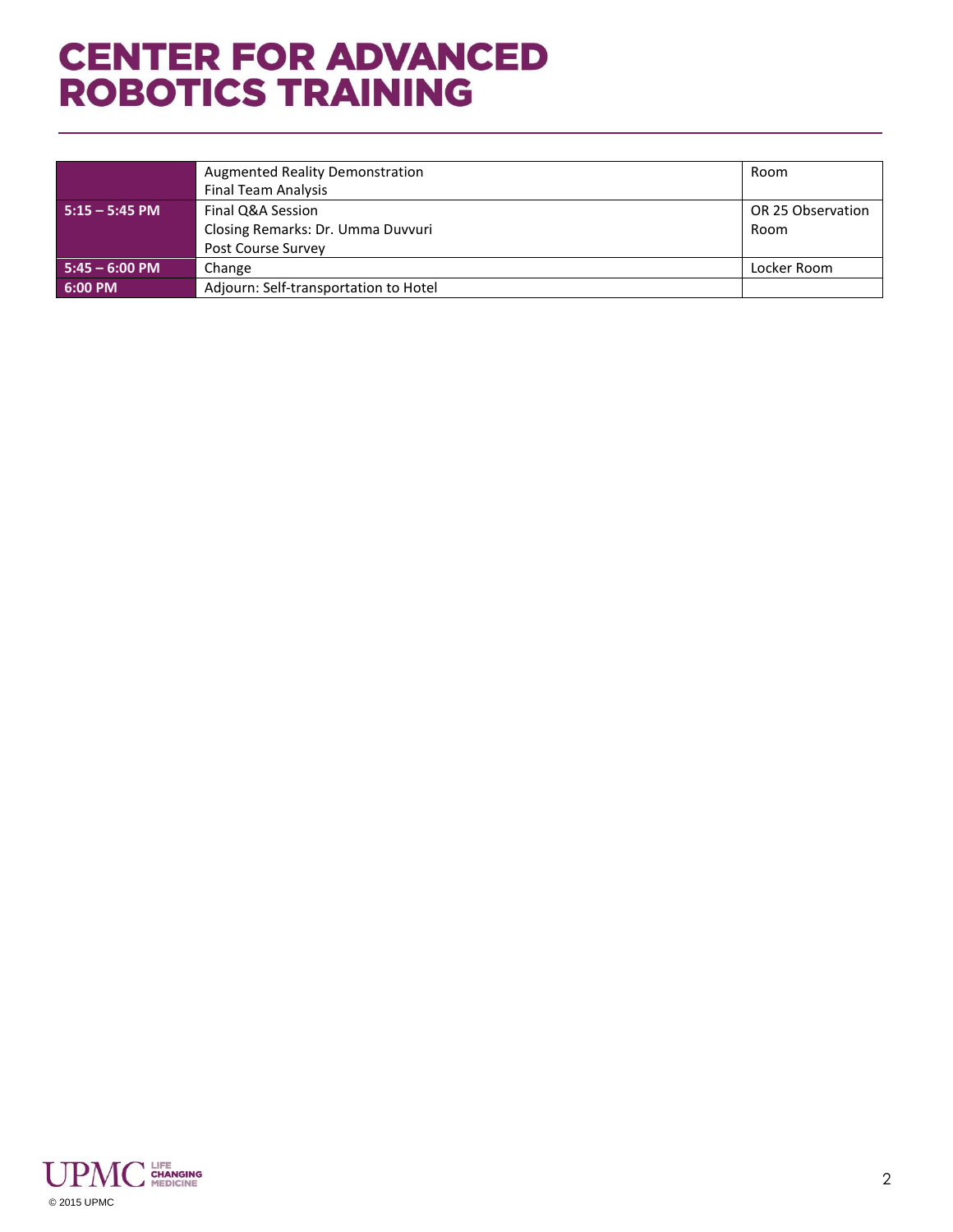# CENTER FOR ADVANCED ROBOTICS TRAINING

| | | |
|---|---|---|
| | Augmented Reality Demonstration<br>Final Team Analysis | Room |
| **5:15 – 5:45 PM** | Final Q&A Session<br>Closing Remarks: Dr. Umma Duvvuri<br>Post Course Survey | OR 25 Observation Room |
| **5:45 – 6:00 PM** | Change | Locker Room |
| **6:00 PM** | Adjourn: Self-transportation to Hotel | |

UPMC LIFE CHANGING MEDICINE

© 2015 UPMC